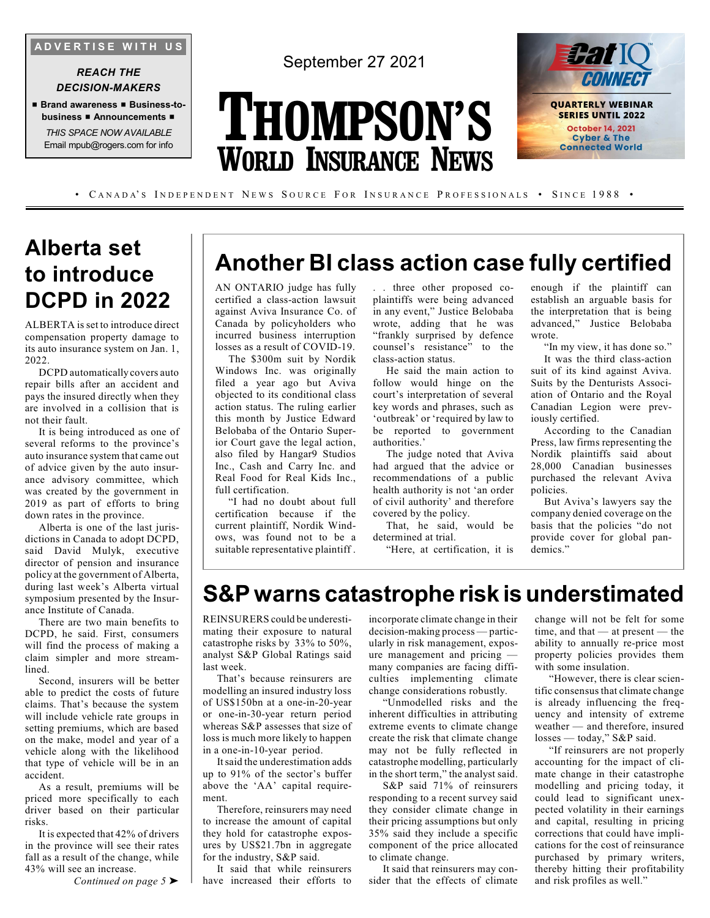ADVERTISE WITH US

*REACH THE DECISION-MAKERS*

■ Brand awareness ■ Business-to-business ■ Announcements ■

*THIS SPACE NOW AVAILABLE*
Email mpub@rogers.com for info

September 27 2021

# THOMPSON'S WORLD INSURANCE NEWS

CatIQ CONNECT
QUARTERLY WEBINAR SERIES UNTIL 2022
October 14, 2021
Cyber & The Connected World

• CANADA'S INDEPENDENT NEWS SOURCE FOR INSURANCE PROFESSIONALS • SINCE 1988 •

## Alberta set to introduce DCPD in 2022

ALBERTA is set to introduce direct compensation property damage to its auto insurance system on Jan. 1, 2022.

DCPD automatically covers auto repair bills after an accident and pays the insured directly when they are involved in a collision that is not their fault.

It is being introduced as one of several reforms to the province's auto insurance system that came out of advice given by the auto insurance advisory committee, which was created by the government in 2019 as part of efforts to bring down rates in the province.

Alberta is one of the last jurisdictions in Canada to adopt DCPD, said David Mulyk, executive director of pension and insurance policy at the government of Alberta, during last week's Alberta virtual symposium presented by the Insurance Institute of Canada.

There are two main benefits to DCPD, he said. First, consumers will find the process of making a claim simpler and more streamlined.

Second, insurers will be better able to predict the costs of future claims. That's because the system will include vehicle rate groups in setting premiums, which are based on the make, model and year of a vehicle along with the likelihood that type of vehicle will be in an accident.

As a result, premiums will be priced more specifically to each driver based on their particular risks.

It is expected that 42% of drivers in the province will see their rates fall as a result of the change, while 43% will see an increase.

*Continued on page 5 ➤*

## Another BI class action case fully certified

AN ONTARIO judge has fully certified a class-action lawsuit against Aviva Insurance Co. of Canada by policyholders who incurred business interruption losses as a result of COVID-19.

The $300m suit by Nordik Windows Inc. was originally filed a year ago but Aviva objected to its conditional class action status. The ruling earlier this month by Justice Edward Belobaba of the Ontario Superior Court gave the legal action, also filed by Hangar9 Studios Inc., Cash and Carry Inc. and Real Food for Real Kids Inc., full certification.

"I had no doubt about full certification because if the current plaintiff, Nordik Windows, was found not to be a suitable representative plaintiff . . . three other proposed co-plaintiffs were being advanced in any event," Justice Belobaba wrote, adding that he was "frankly surprised by defence counsel's resistance" to the class-action status.

He said the main action to follow would hinge on the court's interpretation of several key words and phrases, such as 'outbreak' or 'required by law to be reported to government authorities.'

The judge noted that Aviva had argued that the advice or recommendations of a public health authority is not 'an order of civil authority' and therefore covered by the policy.

That, he said, would be determined at trial.

"Here, at certification, it is enough if the plaintiff can establish an arguable basis for the interpretation that is being advanced," Justice Belobaba wrote.

"In my view, it has done so."

It was the third class-action suit of its kind against Aviva. Suits by the Denturists Association of Ontario and the Royal Canadian Legion were previously certified.

According to the Canadian Press, law firms representing the Nordik plaintiffs said about 28,000 Canadian businesses purchased the relevant Aviva policies.

But Aviva's lawyers say the company denied coverage on the basis that the policies "do not provide cover for global pandemics."

## S&P warns catastrophe risk is understimated

REINSURERS could be underestimating their exposure to natural catastrophe risks by 33% to 50%, analyst S&P Global Ratings said last week.

That's because reinsurers are modelling an insured industry loss of US$150bn at a one-in-20-year or one-in-30-year return period whereas S&P assesses that size of loss is much more likely to happen in a one-in-10-year period.

It said the underestimation adds up to 91% of the sector's buffer above the 'AA' capital requirement.

Therefore, reinsurers may need to increase the amount of capital they hold for catastrophe exposures by US$21.7bn in aggregate for the industry, S&P said.

It said that while reinsurers have increased their efforts to incorporate climate change in their decision-making process — particularly in risk management, exposure management and pricing — many companies are facing difficulties implementing climate change considerations robustly.

"Unmodelled risks and the inherent difficulties in attributing extreme events to climate change create the risk that climate change may not be fully reflected in catastrophe modelling, particularly in the short term," the analyst said.

S&P said 71% of reinsurers responding to a recent survey said they consider climate change in their pricing assumptions but only 35% said they include a specific component of the price allocated to climate change.

It said that reinsurers may consider that the effects of climate change will not be felt for some time, and that — at present — the ability to annually re-price most property policies provides them with some insulation.

"However, there is clear scientific consensus that climate change is already influencing the frequency and intensity of extreme weather — and therefore, insured losses — today," S&P said.

"If reinsurers are not properly accounting for the impact of climate change in their catastrophe modelling and pricing today, it could lead to significant unexpected volatility in their earnings and capital, resulting in pricing corrections that could have implications for the cost of reinsurance purchased by primary writers, thereby hitting their profitability and risk profiles as well."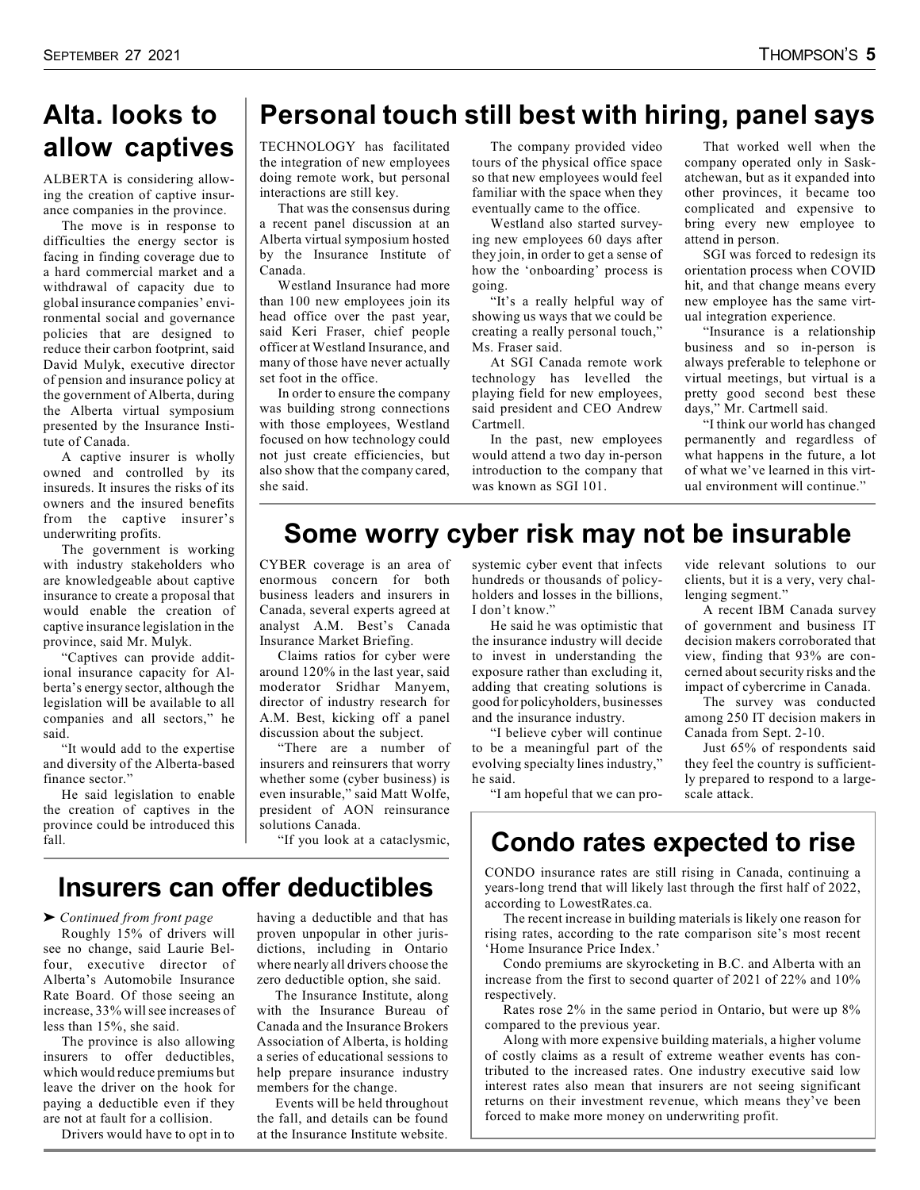## Alta. looks to allow captives

ALBERTA is considering allowing the creation of captive insurance companies in the province.

The move is in response to difficulties the energy sector is facing in finding coverage due to a hard commercial market and a withdrawal of capacity due to global insurance companies' environmental social and governance policies that are designed to reduce their carbon footprint, said David Mulyk, executive director of pension and insurance policy at the government of Alberta, during the Alberta virtual symposium presented by the Insurance Institute of Canada.

A captive insurer is wholly owned and controlled by its insureds. It insures the risks of its owners and the insured benefits from the captive insurer's underwriting profits.

The government is working with industry stakeholders who are knowledgeable about captive insurance to create a proposal that would enable the creation of captive insurance legislation in the province, said Mr. Mulyk.

"Captives can provide additional insurance capacity for Alberta's energy sector, although the legislation will be available to all companies and all sectors," he said.

"It would add to the expertise and diversity of the Alberta-based finance sector."

He said legislation to enable the creation of captives in the province could be introduced this fall.

## Personal touch still best with hiring, panel says

TECHNOLOGY has facilitated the integration of new employees doing remote work, but personal interactions are still key.

That was the consensus during a recent panel discussion at an Alberta virtual symposium hosted by the Insurance Institute of Canada.

Westland Insurance had more than 100 new employees join its head office over the past year, said Keri Fraser, chief people officer at Westland Insurance, and many of those have never actually set foot in the office.

In order to ensure the company was building strong connections with those employees, Westland focused on how technology could not just create efficiencies, but also show that the company cared, she said.

The company provided video tours of the physical office space so that new employees would feel familiar with the space when they eventually came to the office.

Westland also started surveying new employees 60 days after they join, in order to get a sense of how the 'onboarding' process is going.

"It's a really helpful way of showing us ways that we could be creating a really personal touch," Ms. Fraser said.

At SGI Canada remote work technology has levelled the playing field for new employees, said president and CEO Andrew Cartmell.

In the past, new employees would attend a two day in-person introduction to the company that was known as SGI 101.

That worked well when the company operated only in Saskatchewan, but as it expanded into other provinces, it became too complicated and expensive to bring every new employee to attend in person.

SGI was forced to redesign its orientation process when COVID hit, and that change means every new employee has the same virtual integration experience.

"Insurance is a relationship business and so in-person is always preferable to telephone or virtual meetings, but virtual is a pretty good second best these days," Mr. Cartmell said.

"I think our world has changed permanently and regardless of what happens in the future, a lot of what we've learned in this virtual environment will continue."

## Some worry cyber risk may not be insurable

CYBER coverage is an area of enormous concern for both business leaders and insurers in Canada, several experts agreed at analyst A.M. Best's Canada Insurance Market Briefing.

Claims ratios for cyber were around 120% in the last year, said moderator Sridhar Manyem, director of industry research for A.M. Best, kicking off a panel discussion about the subject.

"There are a number of insurers and reinsurers that worry whether some (cyber business) is even insurable," said Matt Wolfe, president of AON reinsurance solutions Canada.

"If you look at a cataclysmic, systemic cyber event that infects hundreds or thousands of policyholders and losses in the billions, I don't know."

He said he was optimistic that the insurance industry will decide to invest in understanding the exposure rather than excluding it, adding that creating solutions is good for policyholders, businesses and the insurance industry.

"I believe cyber will continue to be a meaningful part of the evolving specialty lines industry," he said.

"I am hopeful that we can provide relevant solutions to our clients, but it is a very, very challenging segment."

A recent IBM Canada survey of government and business IT decision makers corroborated that view, finding that 93% are concerned about security risks and the impact of cybercrime in Canada.

The survey was conducted among 250 IT decision makers in Canada from Sept. 2-10.

Just 65% of respondents said they feel the country is sufficiently prepared to respond to a large-scale attack.

## Insurers can offer deductibles

➤ *Continued from front page*

Roughly 15% of drivers will see no change, said Laurie Belfour, executive director of Alberta's Automobile Insurance Rate Board. Of those seeing an increase, 33% will see increases of less than 15%, she said.

The province is also allowing insurers to offer deductibles, which would reduce premiums but leave the driver on the hook for paying a deductible even if they are not at fault for a collision.

Drivers would have to opt in to having a deductible and that has proven unpopular in other jurisdictions, including in Ontario where nearly all drivers choose the zero deductible option, she said.

The Insurance Institute, along with the Insurance Bureau of Canada and the Insurance Brokers Association of Alberta, is holding a series of educational sessions to help prepare insurance industry members for the change.

Events will be held throughout the fall, and details can be found at the Insurance Institute website.

## Condo rates expected to rise

CONDO insurance rates are still rising in Canada, continuing a years-long trend that will likely last through the first half of 2022, according to LowestRates.ca.

The recent increase in building materials is likely one reason for rising rates, according to the rate comparison site's most recent 'Home Insurance Price Index.'

Condo premiums are skyrocketing in B.C. and Alberta with an increase from the first to second quarter of 2021 of 22% and 10% respectively.

Rates rose 2% in the same period in Ontario, but were up 8% compared to the previous year.

Along with more expensive building materials, a higher volume of costly claims as a result of extreme weather events has contributed to the increased rates. One industry executive said low interest rates also mean that insurers are not seeing significant returns on their investment revenue, which means they've been forced to make more money on underwriting profit.